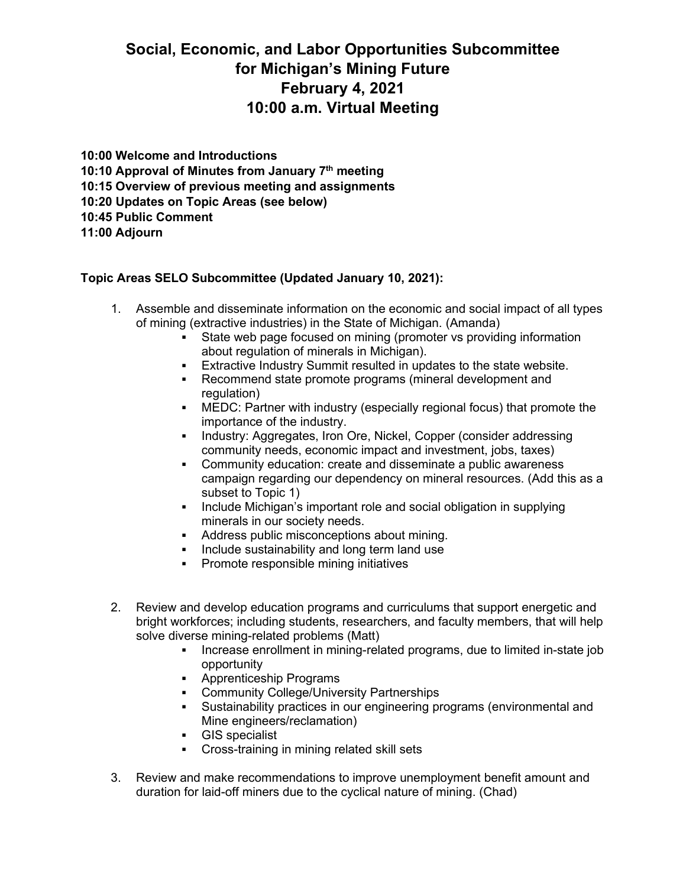# Social, Economic, and Labor Opportunities Subcommittee for Michigan's Mining Future
# February 4, 2021
# 10:00 a.m. Virtual Meeting

**10:00 Welcome and Introductions**
**10:10 Approval of Minutes from January 7th meeting**
**10:15 Overview of previous meeting and assignments**
**10:20 Updates on Topic Areas (see below)**
**10:45 Public Comment**
**11:00 Adjourn**

**Topic Areas SELO Subcommittee (Updated January 10, 2021):**

1. Assemble and disseminate information on the economic and social impact of all types of mining (extractive industries) in the State of Michigan. (Amanda)
   - State web page focused on mining (promoter vs providing information about regulation of minerals in Michigan).
   - Extractive Industry Summit resulted in updates to the state website.
   - Recommend state promote programs (mineral development and regulation)
   - MEDC: Partner with industry (especially regional focus) that promote the importance of the industry.
   - Industry: Aggregates, Iron Ore, Nickel, Copper (consider addressing community needs, economic impact and investment, jobs, taxes)
   - Community education: create and disseminate a public awareness campaign regarding our dependency on mineral resources. (Add this as a subset to Topic 1)
   - Include Michigan's important role and social obligation in supplying minerals in our society needs.
   - Address public misconceptions about mining.
   - Include sustainability and long term land use
   - Promote responsible mining initiatives

2. Review and develop education programs and curriculums that support energetic and bright workforces; including students, researchers, and faculty members, that will help solve diverse mining-related problems (Matt)
   - Increase enrollment in mining-related programs, due to limited in-state job opportunity
   - Apprenticeship Programs
   - Community College/University Partnerships
   - Sustainability practices in our engineering programs (environmental and Mine engineers/reclamation)
   - GIS specialist
   - Cross-training in mining related skill sets

3. Review and make recommendations to improve unemployment benefit amount and duration for laid-off miners due to the cyclical nature of mining. (Chad)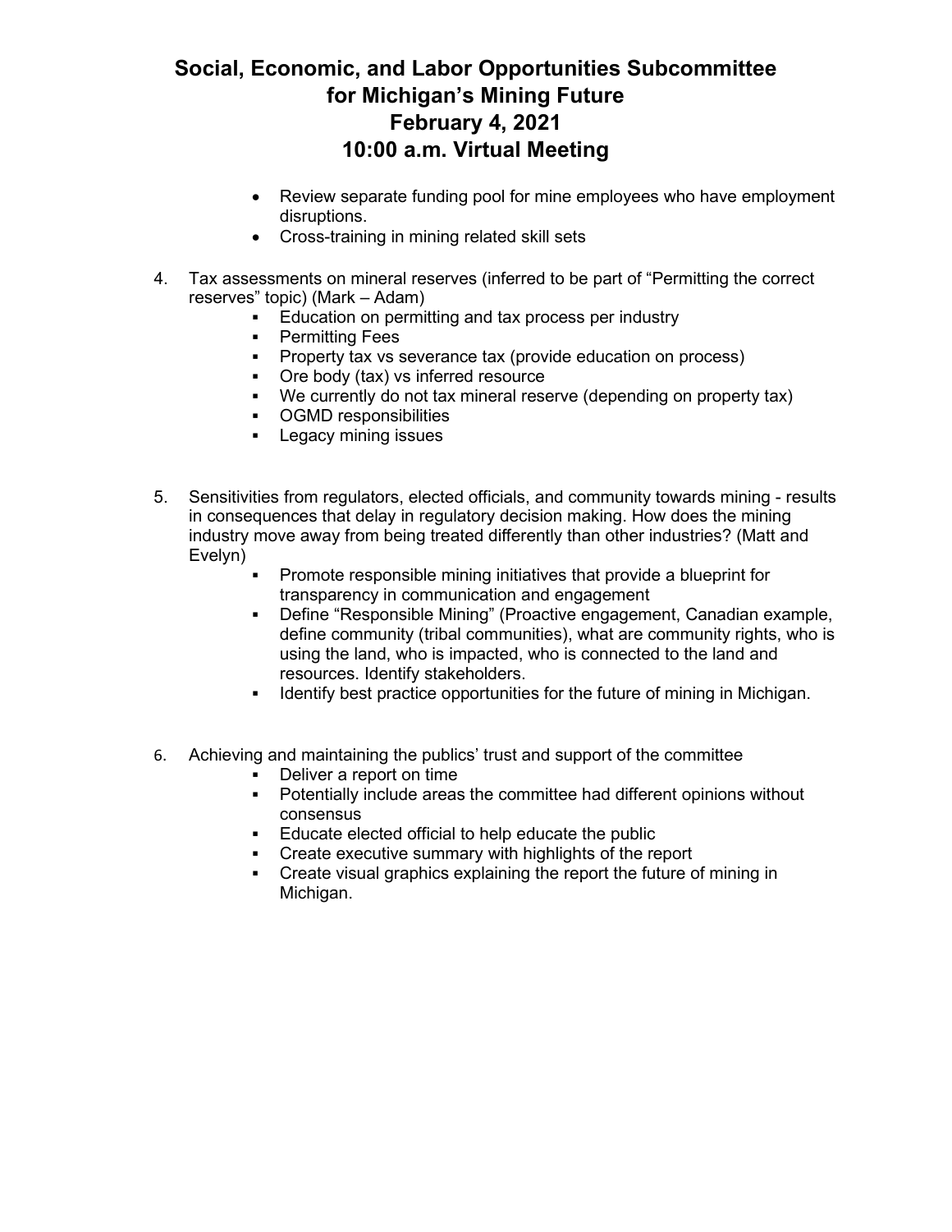# Social, Economic, and Labor Opportunities Subcommittee for Michigan's Mining Future
# February 4, 2021
# 10:00 a.m. Virtual Meeting

- Review separate funding pool for mine employees who have employment disruptions.
- Cross-training in mining related skill sets

4. Tax assessments on mineral reserves (inferred to be part of "Permitting the correct reserves" topic) (Mark – Adam)
   - Education on permitting and tax process per industry
   - Permitting Fees
   - Property tax vs severance tax (provide education on process)
   - Ore body (tax) vs inferred resource
   - We currently do not tax mineral reserve (depending on property tax)
   - OGMD responsibilities
   - Legacy mining issues

5. Sensitivities from regulators, elected officials, and community towards mining - results in consequences that delay in regulatory decision making. How does the mining industry move away from being treated differently than other industries? (Matt and Evelyn)
   - Promote responsible mining initiatives that provide a blueprint for transparency in communication and engagement
   - Define "Responsible Mining" (Proactive engagement, Canadian example, define community (tribal communities), what are community rights, who is using the land, who is impacted, who is connected to the land and resources. Identify stakeholders.
   - Identify best practice opportunities for the future of mining in Michigan.

6. Achieving and maintaining the publics' trust and support of the committee
   - Deliver a report on time
   - Potentially include areas the committee had different opinions without consensus
   - Educate elected official to help educate the public
   - Create executive summary with highlights of the report
   - Create visual graphics explaining the report the future of mining in Michigan.